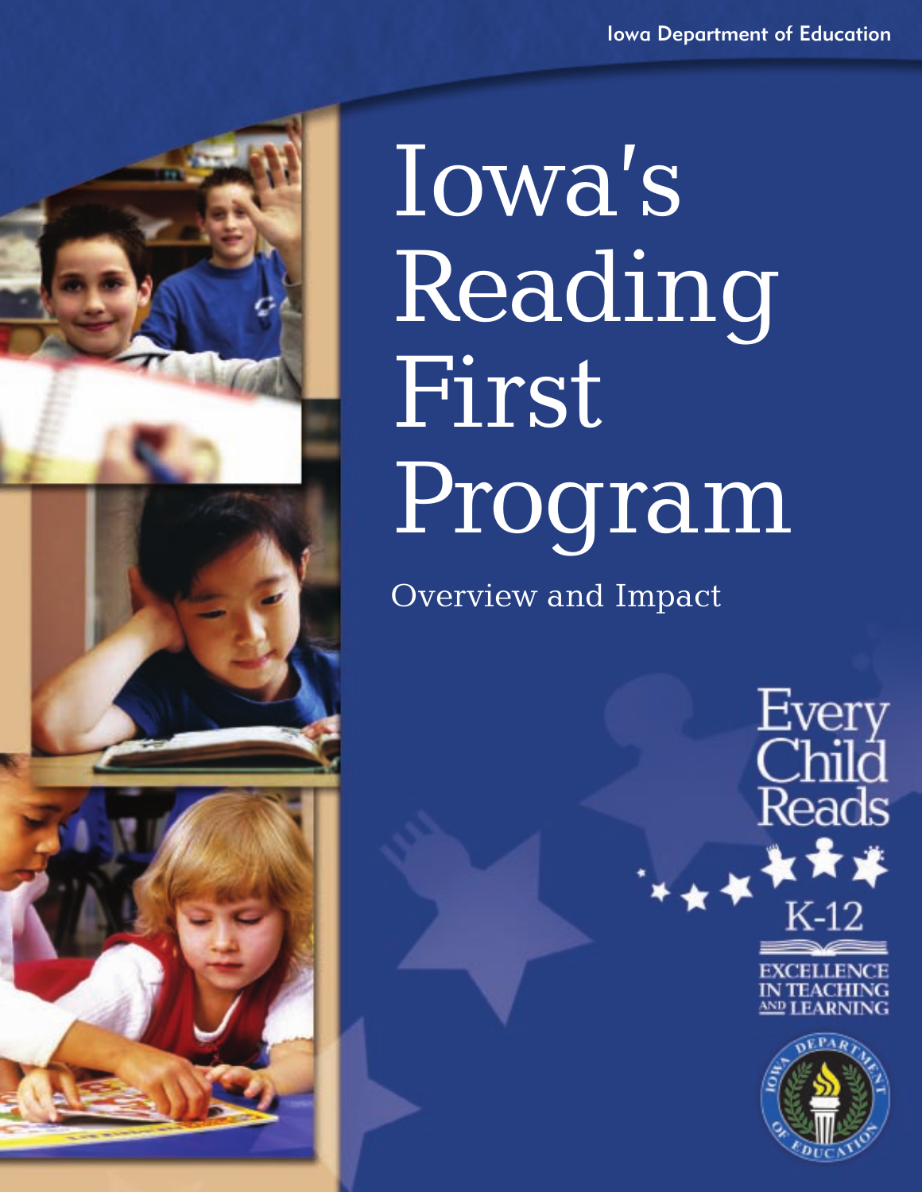Iowa Department of Education

# Iowa's Reading First Program

## Overview and Impact

Every Child Reads

K-12

EXCELLENCE IN TEACHING AND LEARNING

Iowa Department of Education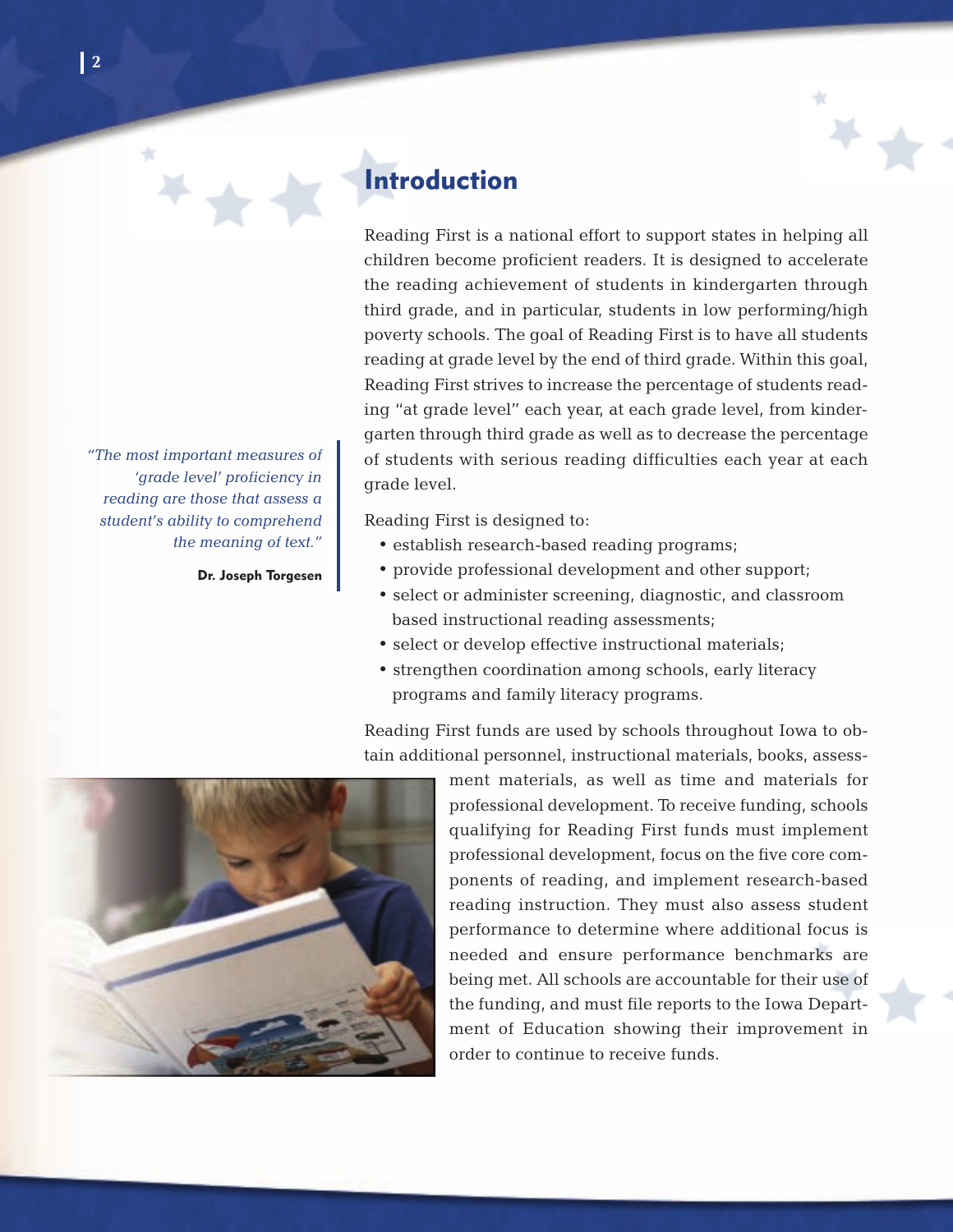## Introduction

Reading First is a national effort to support states in helping all children become proficient readers. It is designed to accelerate the reading achievement of students in kindergarten through third grade, and in particular, students in low performing/high poverty schools. The goal of Reading First is to have all students reading at grade level by the end of third grade. Within this goal, Reading First strives to increase the percentage of students reading "at grade level" each year, at each grade level, from kindergarten through third grade as well as to decrease the percentage of students with serious reading difficulties each year at each grade level.

> *"The most important measures of 'grade level' proficiency in reading are those that assess a student's ability to comprehend the meaning of text."*
>
> **Dr. Joseph Torgesen**

Reading First is designed to:

- establish research-based reading programs;
- provide professional development and other support;
- select or administer screening, diagnostic, and classroom based instructional reading assessments;
- select or develop effective instructional materials;
- strengthen coordination among schools, early literacy programs and family literacy programs.

Reading First funds are used by schools throughout Iowa to obtain additional personnel, instructional materials, books, assessment materials, as well as time and materials for professional development. To receive funding, schools qualifying for Reading First funds must implement professional development, focus on the five core components of reading, and implement research-based reading instruction. They must also assess student performance to determine where additional focus is needed and ensure performance benchmarks are being met. All schools are accountable for their use of the funding, and must file reports to the Iowa Department of Education showing their improvement in order to continue to receive funds.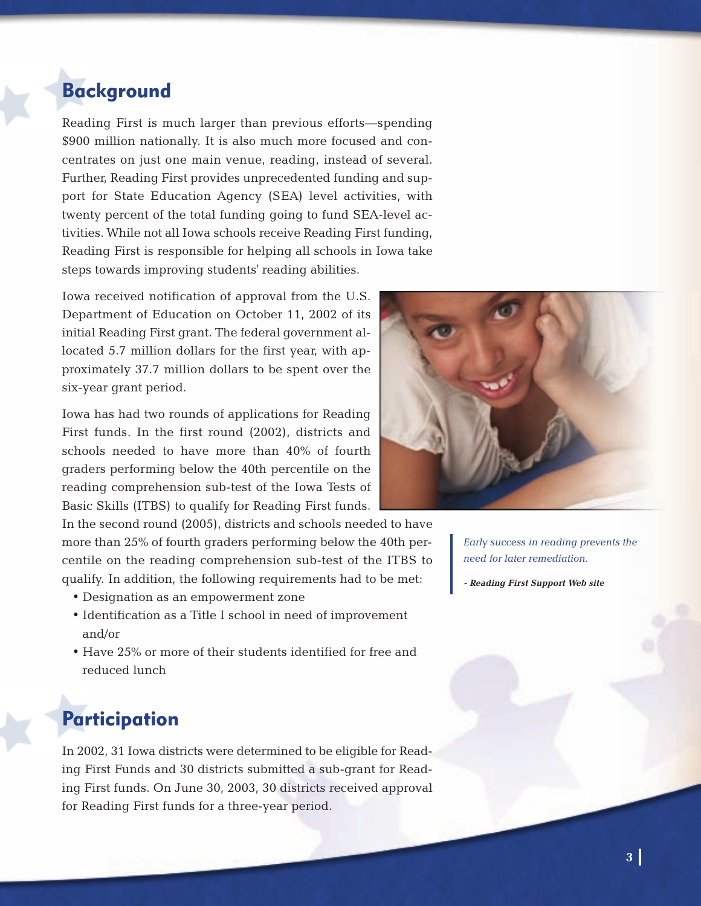## Background

Reading First is much larger than previous efforts—spending $900 million nationally. It is also much more focused and concentrates on just one main venue, reading, instead of several. Further, Reading First provides unprecedented funding and support for State Education Agency (SEA) level activities, with twenty percent of the total funding going to fund SEA-level activities. While not all Iowa schools receive Reading First funding, Reading First is responsible for helping all schools in Iowa take steps towards improving students' reading abilities.

Iowa received notification of approval from the U.S. Department of Education on October 11, 2002 of its initial Reading First grant. The federal government allocated 5.7 million dollars for the first year, with approximately 37.7 million dollars to be spent over the six-year grant period.

Iowa has had two rounds of applications for Reading First funds. In the first round (2002), districts and schools needed to have more than 40% of fourth graders performing below the 40th percentile on the reading comprehension sub-test of the Iowa Tests of Basic Skills (ITBS) to qualify for Reading First funds. In the second round (2005), districts and schools needed to have more than 25% of fourth graders performing below the 40th percentile on the reading comprehension sub-test of the ITBS to qualify. In addition, the following requirements had to be met:

- Designation as an empowerment zone
- Identification as a Title I school in need of improvement and/or
- Have 25% or more of their students identified for free and reduced lunch

*Early success in reading prevents the need for later remediation.*

***- Reading First Support Web site***

## Participation

In 2002, 31 Iowa districts were determined to be eligible for Reading First Funds and 30 districts submitted a sub-grant for Reading First funds. On June 30, 2003, 30 districts received approval for Reading First funds for a three-year period.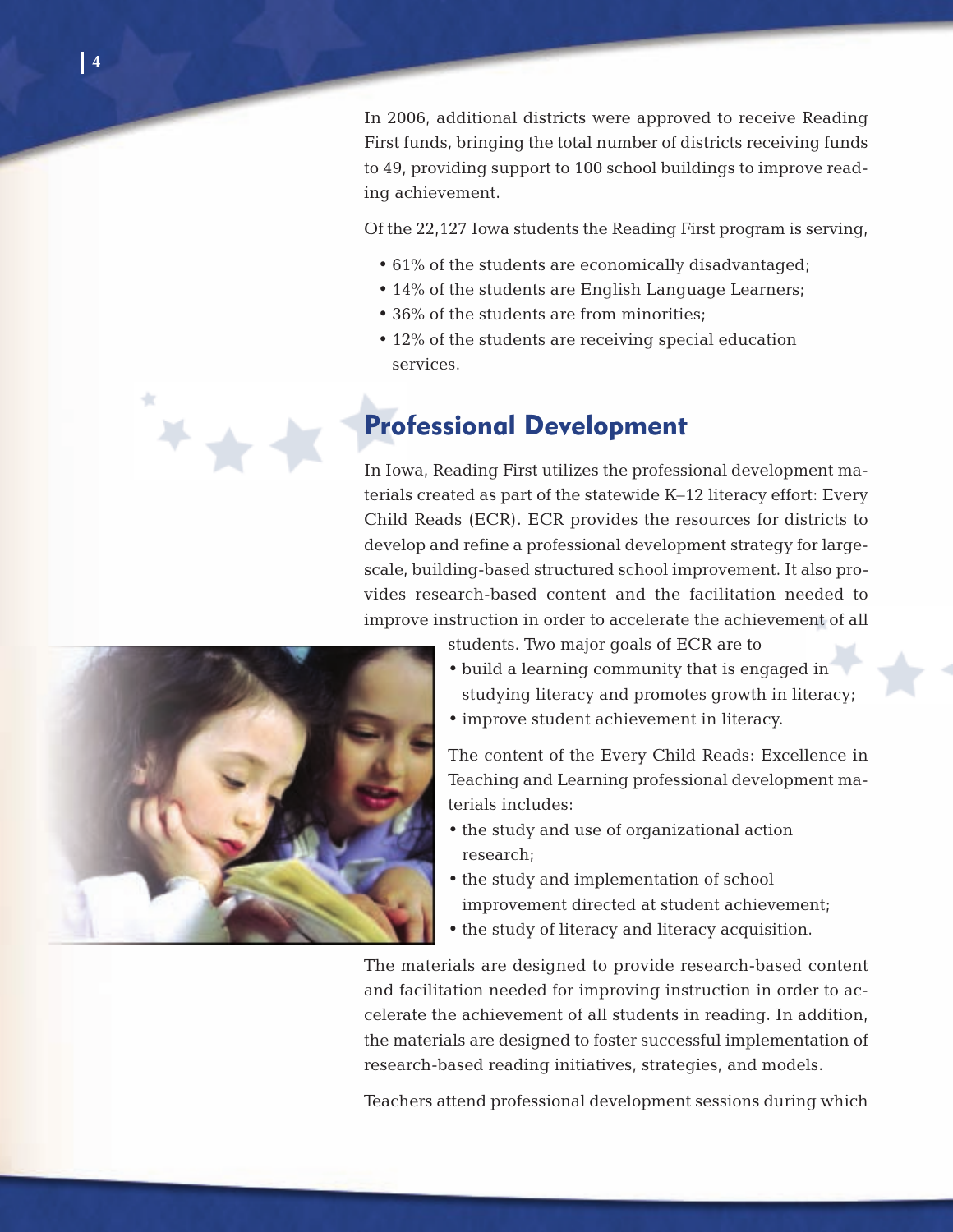In 2006, additional districts were approved to receive Reading First funds, bringing the total number of districts receiving funds to 49, providing support to 100 school buildings to improve reading achievement.

Of the 22,127 Iowa students the Reading First program is serving,

- 61% of the students are economically disadvantaged;
- 14% of the students are English Language Learners;
- 36% of the students are from minorities;
- 12% of the students are receiving special education services.

## Professional Development

In Iowa, Reading First utilizes the professional development materials created as part of the statewide K–12 literacy effort: Every Child Reads (ECR). ECR provides the resources for districts to develop and refine a professional development strategy for large-scale, building-based structured school improvement. It also provides research-based content and the facilitation needed to improve instruction in order to accelerate the achievement of all students. Two major goals of ECR are to

- build a learning community that is engaged in studying literacy and promotes growth in literacy;
- improve student achievement in literacy.

The content of the Every Child Reads: Excellence in Teaching and Learning professional development materials includes:

- the study and use of organizational action research;
- the study and implementation of school improvement directed at student achievement;
- the study of literacy and literacy acquisition.

The materials are designed to provide research-based content and facilitation needed for improving instruction in order to accelerate the achievement of all students in reading. In addition, the materials are designed to foster successful implementation of research-based reading initiatives, strategies, and models.

Teachers attend professional development sessions during which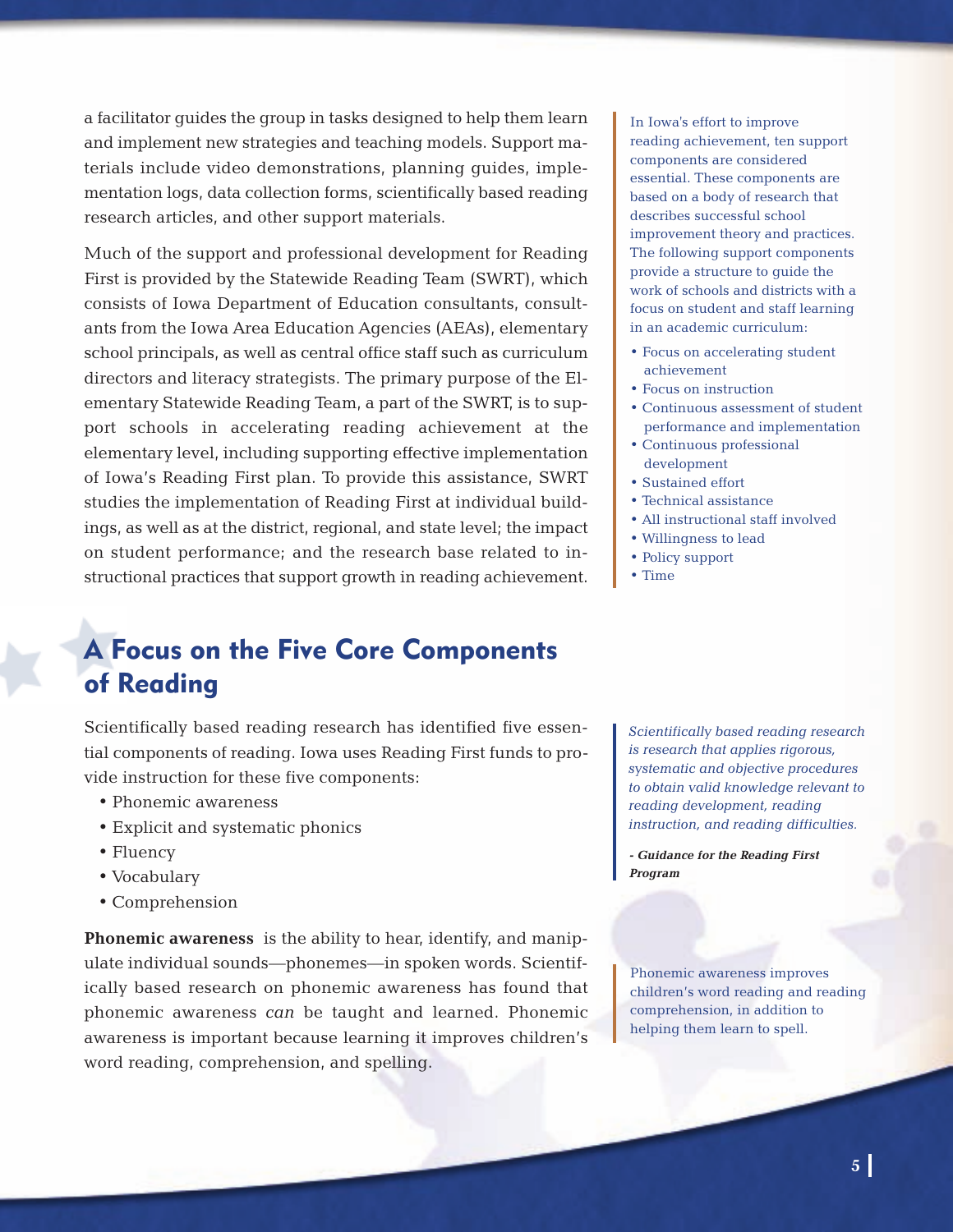a facilitator guides the group in tasks designed to help them learn and implement new strategies and teaching models. Support materials include video demonstrations, planning guides, implementation logs, data collection forms, scientifically based reading research articles, and other support materials.

Much of the support and professional development for Reading First is provided by the Statewide Reading Team (SWRT), which consists of Iowa Department of Education consultants, consultants from the Iowa Area Education Agencies (AEAs), elementary school principals, as well as central office staff such as curriculum directors and literacy strategists. The primary purpose of the Elementary Statewide Reading Team, a part of the SWRT, is to support schools in accelerating reading achievement at the elementary level, including supporting effective implementation of Iowa's Reading First plan. To provide this assistance, SWRT studies the implementation of Reading First at individual buildings, as well as at the district, regional, and state level; the impact on student performance; and the research base related to instructional practices that support growth in reading achievement.

In Iowa's effort to improve reading achievement, ten support components are considered essential. These components are based on a body of research that describes successful school improvement theory and practices. The following support components provide a structure to guide the work of schools and districts with a focus on student and staff learning in an academic curriculum:

- Focus on accelerating student achievement
- Focus on instruction
- Continuous assessment of student performance and implementation
- Continuous professional development
- Sustained effort
- Technical assistance
- All instructional staff involved
- Willingness to lead
- Policy support
- Time

## A Focus on the Five Core Components of Reading

Scientifically based reading research has identified five essential components of reading. Iowa uses Reading First funds to provide instruction for these five components:

- Phonemic awareness
- Explicit and systematic phonics
- Fluency
- Vocabulary
- Comprehension

*Scientifically based reading research is research that applies rigorous, systematic and objective procedures to obtain valid knowledge relevant to reading development, reading instruction, and reading difficulties.*

***- Guidance for the Reading First Program***

**Phonemic awareness** is the ability to hear, identify, and manipulate individual sounds—phonemes—in spoken words. Scientifically based research on phonemic awareness has found that phonemic awareness *can* be taught and learned. Phonemic awareness is important because learning it improves children's word reading, comprehension, and spelling.

Phonemic awareness improves children's word reading and reading comprehension, in addition to helping them learn to spell.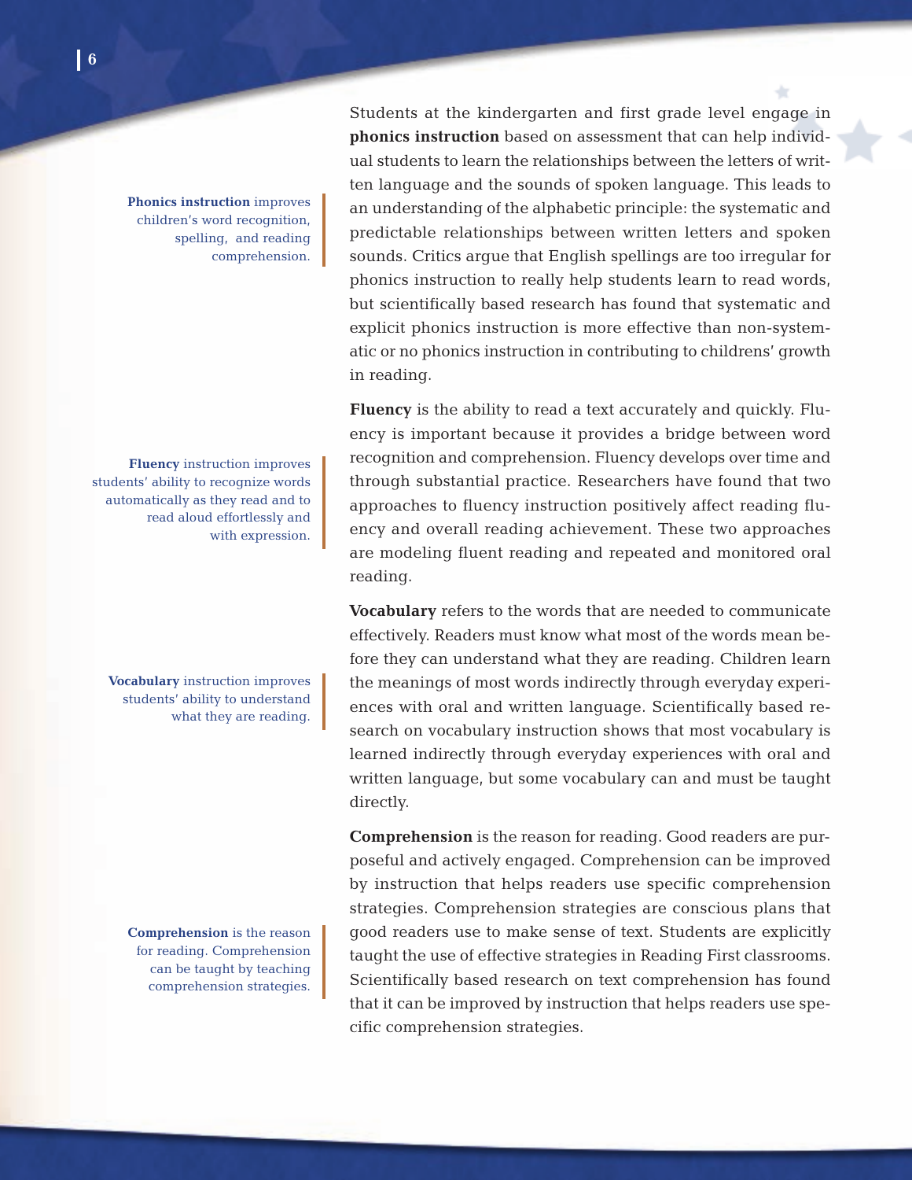Students at the kindergarten and first grade level engage in **phonics instruction** based on assessment that can help individual students to learn the relationships between the letters of written language and the sounds of spoken language. This leads to an understanding of the alphabetic principle: the systematic and predictable relationships between written letters and spoken sounds. Critics argue that English spellings are too irregular for phonics instruction to really help students learn to read words, but scientifically based research has found that systematic and explicit phonics instruction is more effective than non-systematic or no phonics instruction in contributing to childrens' growth in reading.

**Phonics instruction** improves children's word recognition, spelling, and reading comprehension.

**Fluency** is the ability to read a text accurately and quickly. Fluency is important because it provides a bridge between word recognition and comprehension. Fluency develops over time and through substantial practice. Researchers have found that two approaches to fluency instruction positively affect reading fluency and overall reading achievement. These two approaches are modeling fluent reading and repeated and monitored oral reading.

**Fluency** instruction improves students' ability to recognize words automatically as they read and to read aloud effortlessly and with expression.

**Vocabulary** refers to the words that are needed to communicate effectively. Readers must know what most of the words mean before they can understand what they are reading. Children learn the meanings of most words indirectly through everyday experiences with oral and written language. Scientifically based research on vocabulary instruction shows that most vocabulary is learned indirectly through everyday experiences with oral and written language, but some vocabulary can and must be taught directly.

**Vocabulary** instruction improves students' ability to understand what they are reading.

**Comprehension** is the reason for reading. Good readers are purposeful and actively engaged. Comprehension can be improved by instruction that helps readers use specific comprehension strategies. Comprehension strategies are conscious plans that good readers use to make sense of text. Students are explicitly taught the use of effective strategies in Reading First classrooms. Scientifically based research on text comprehension has found that it can be improved by instruction that helps readers use specific comprehension strategies.

**Comprehension** is the reason for reading. Comprehension can be taught by teaching comprehension strategies.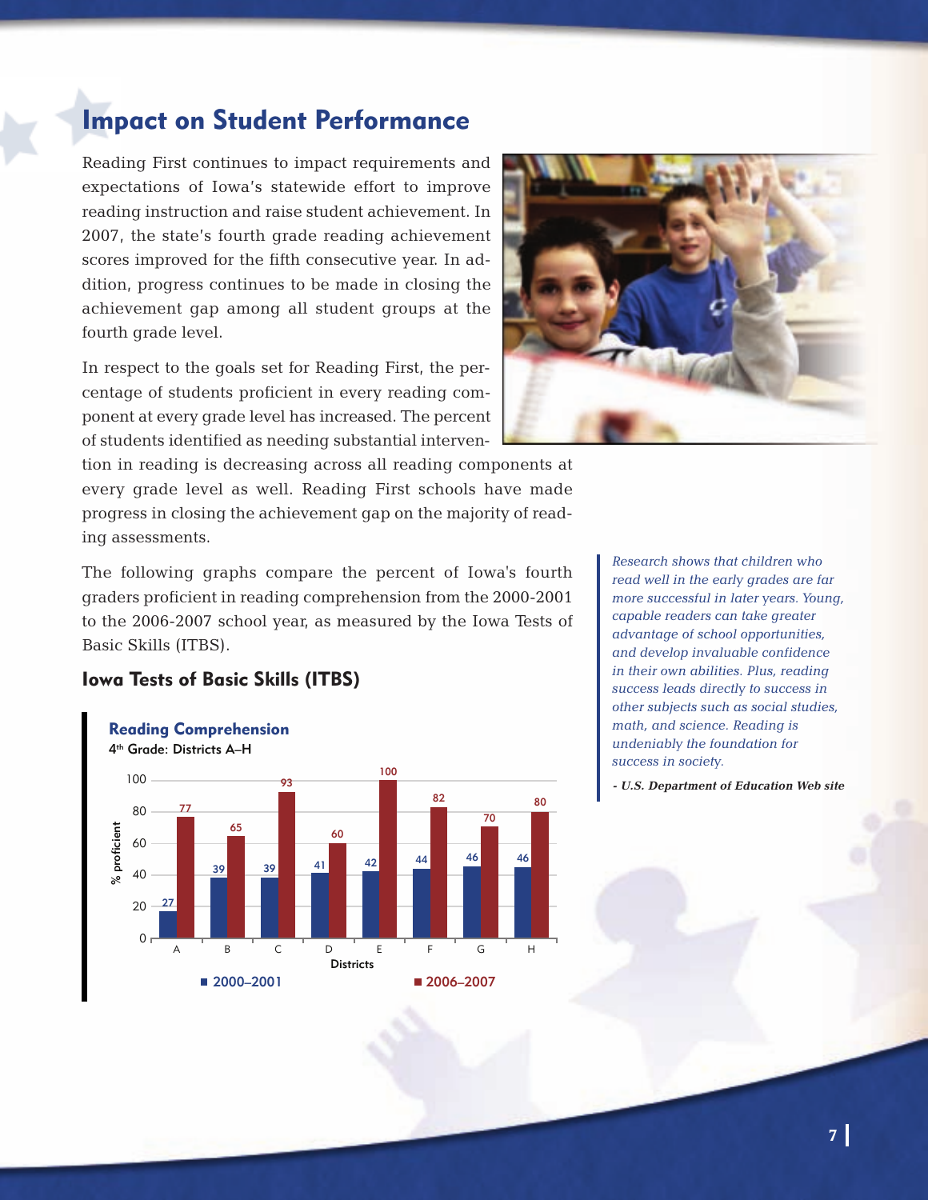# Impact on Student Performance

Reading First continues to impact requirements and expectations of Iowa's statewide effort to improve reading instruction and raise student achievement. In 2007, the state's fourth grade reading achievement scores improved for the fifth consecutive year. In addition, progress continues to be made in closing the achievement gap among all student groups at the fourth grade level.

In respect to the goals set for Reading First, the percentage of students proficient in every reading component at every grade level has increased. The percent of students identified as needing substantial intervention in reading is decreasing across all reading components at every grade level as well. Reading First schools have made progress in closing the achievement gap on the majority of reading assessments.

The following graphs compare the percent of Iowa's fourth graders proficient in reading comprehension from the 2000-2001 to the 2006-2007 school year, as measured by the Iowa Tests of Basic Skills (ITBS).

## Iowa Tests of Basic Skills (ITBS)

### Reading Comprehension

4th Grade: Districts A–H

| Districts | 2000–2001 (% proficient) | 2006–2007 (% proficient) |
|---|---|---|
| A | 27 | 77 |
| B | 39 | 65 |
| C | 39 | 93 |
| D | 41 | 60 |
| E | 42 | 100 |
| F | 44 | 82 |
| G | 46 | 70 |
| H | 46 | 80 |

*Research shows that children who read well in the early grades are far more successful in later years. Young, capable readers can take greater advantage of school opportunities, and develop invaluable confidence in their own abilities. Plus, reading success leads directly to success in other subjects such as social studies, math, and science. Reading is undeniably the foundation for success in society.*

***- U.S. Department of Education Web site***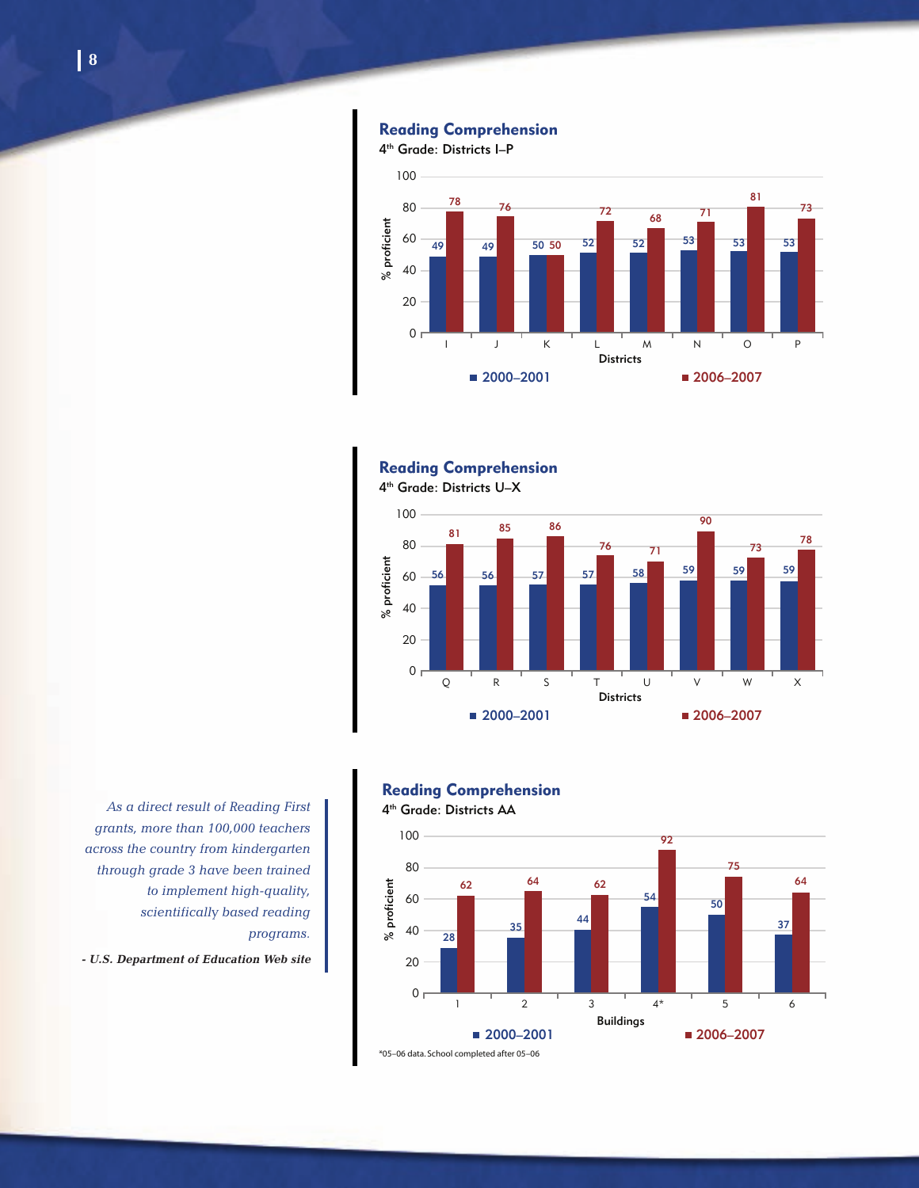## Reading Comprehension

4th Grade: Districts I–P

| Districts | 2000–2001 | 2006–2007 |
|---|---|---|
| I | 49 | 78 |
| J | 49 | 76 |
| K | 50 | 50 |
| L | 52 | 72 |
| M | 52 | 68 |
| N | 53 | 71 |
| O | 53 | 81 |
| P | 53 | 73 |

## Reading Comprehension

4th Grade: Districts U–X

| Districts | 2000–2001 | 2006–2007 |
|---|---|---|
| Q | 56 | 81 |
| R | 56 | 85 |
| S | 57 | 86 |
| T | 57 | 76 |
| U | 58 | 71 |
| V | 59 | 90 |
| W | 59 | 73 |
| X | 59 | 78 |

*As a direct result of Reading First grants, more than 100,000 teachers across the country from kindergarten through grade 3 have been trained to implement high-quality, scientifically based reading programs.*

***- U.S. Department of Education Web site***

## Reading Comprehension

4th Grade: Districts AA

| Buildings | 2000–2001 | 2006–2007 |
|---|---|---|
| 1 | 28 | 62 |
| 2 | 35 | 64 |
| 3 | 44 | 62 |
| 4* | 54 | 92 |
| 5 | 50 | 75 |
| 6 | 37 | 64 |

*05–06 data. School completed after 05–06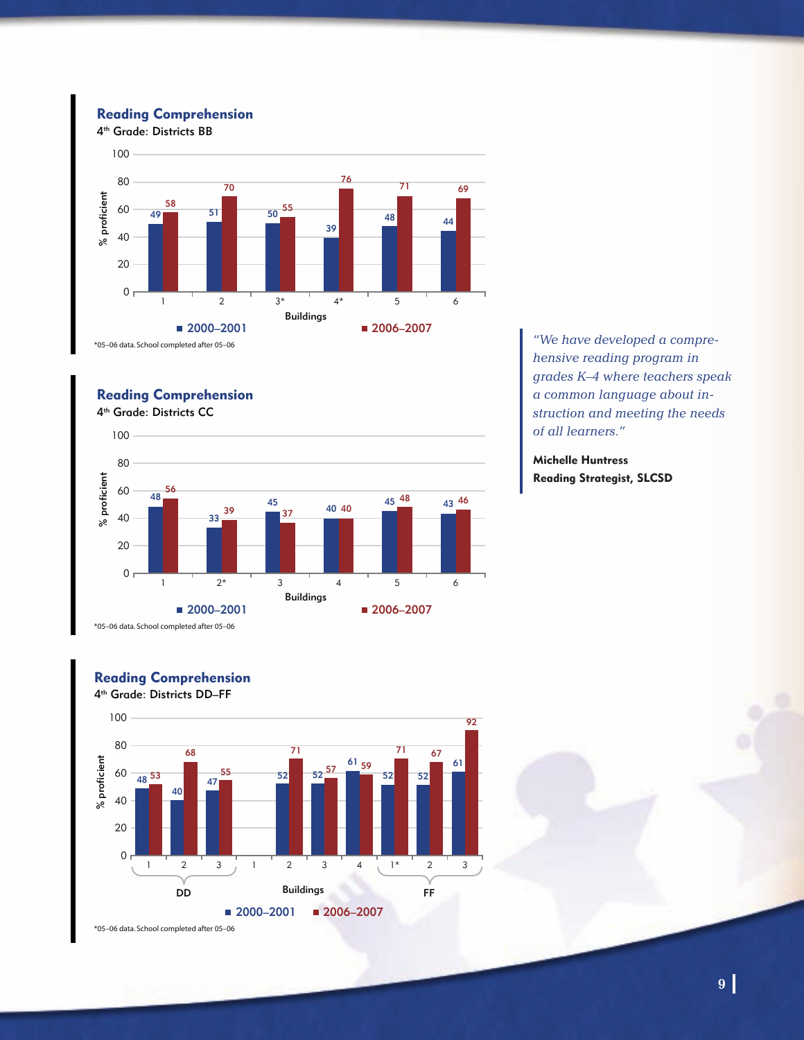## Reading Comprehension

4th Grade: Districts BB

| Buildings | 2000–2001 | 2006–2007 |
|---|---|---|
| 1 | 49 | 58 |
| 2 | 51 | 70 |
| 3* | 50 | 55 |
| 4* | 39 | 76 |
| 5 | 48 | 71 |
| 6 | 44 | 69 |

*05–06 data. School completed after 05–06

## Reading Comprehension

4th Grade: Districts CC

| Buildings | 2000–2001 | 2006–2007 |
|---|---|---|
| 1 | 48 | 56 |
| 2* | 33 | 39 |
| 3 | 45 | 37 |
| 4 | 40 | 40 |
| 5 | 45 | 48 |
| 6 | 43 | 46 |

*05–06 data. School completed after 05–06

## Reading Comprehension

4th Grade: Districts DD–FF

| District | Buildings | 2000–2001 | 2006–2007 |
|---|---|---|---|
| DD | 1 | 48 | 53 |
| DD | 2 | 40 | 68 |
| DD | 3 | 47 | 55 |
| | 1 | | |
| | 2 | 52 | 71 |
| | 3 | 52 | 57 |
| | 4 | 61 | 59 |
| FF | 1* | 52 | 71 |
| FF | 2 | 52 | 67 |
| FF | 3 | 61 | 92 |

*05–06 data. School completed after 05–06

*"We have developed a comprehensive reading program in grades K–4 where teachers speak a common language about instruction and meeting the needs of all learners."*

**Michelle Huntress**
**Reading Strategist, SLCSD**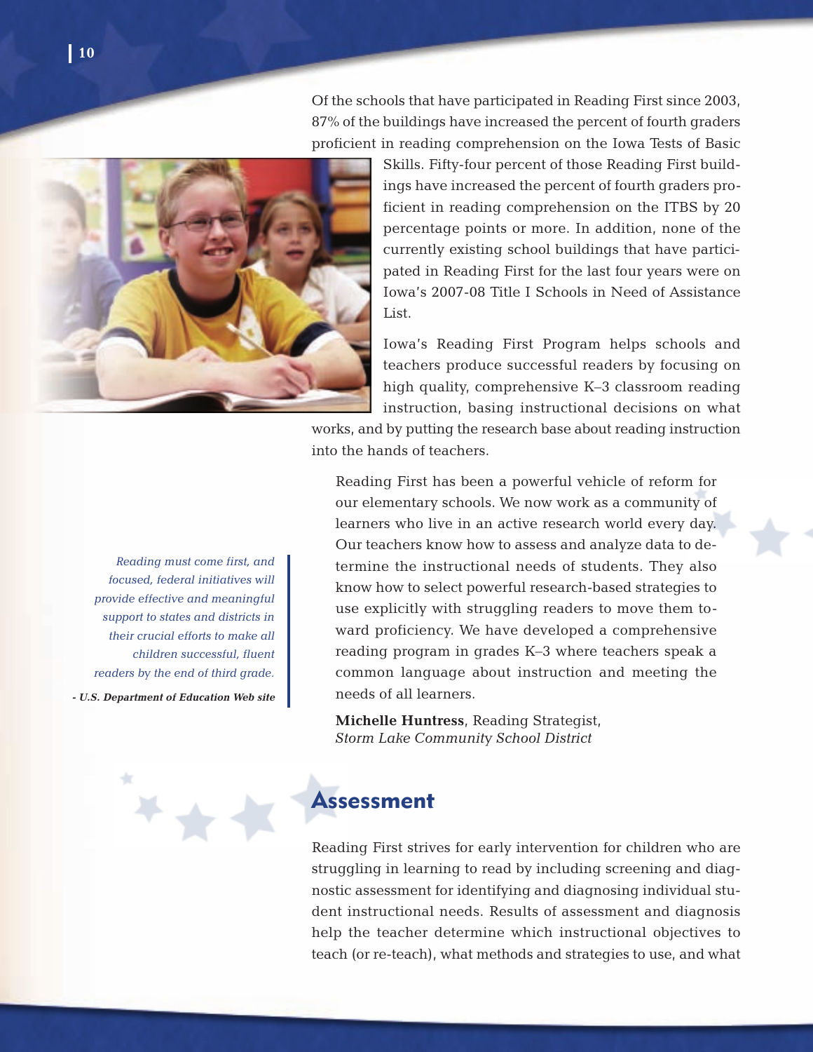Of the schools that have participated in Reading First since 2003, 87% of the buildings have increased the percent of fourth graders proficient in reading comprehension on the Iowa Tests of Basic Skills. Fifty-four percent of those Reading First buildings have increased the percent of fourth graders proficient in reading comprehension on the ITBS by 20 percentage points or more. In addition, none of the currently existing school buildings that have participated in Reading First for the last four years were on Iowa's 2007-08 Title I Schools in Need of Assistance List.

Iowa's Reading First Program helps schools and teachers produce successful readers by focusing on high quality, comprehensive K–3 classroom reading instruction, basing instructional decisions on what works, and by putting the research base about reading instruction into the hands of teachers.

> Reading First has been a powerful vehicle of reform for our elementary schools. We now work as a community of learners who live in an active research world every day. Our teachers know how to assess and analyze data to determine the instructional needs of students. They also know how to select powerful research-based strategies to use explicitly with struggling readers to move them toward proficiency. We have developed a comprehensive reading program in grades K–3 where teachers speak a common language about instruction and meeting the needs of all learners.
>
> **Michelle Huntress**, Reading Strategist,
> *Storm Lake Community School District*

*Reading must come first, and focused, federal initiatives will provide effective and meaningful support to states and districts in their crucial efforts to make all children successful, fluent readers by the end of third grade.*

***- U.S. Department of Education Web site***

## Assessment

Reading First strives for early intervention for children who are struggling in learning to read by including screening and diagnostic assessment for identifying and diagnosing individual student instructional needs. Results of assessment and diagnosis help the teacher determine which instructional objectives to teach (or re-teach), what methods and strategies to use, and what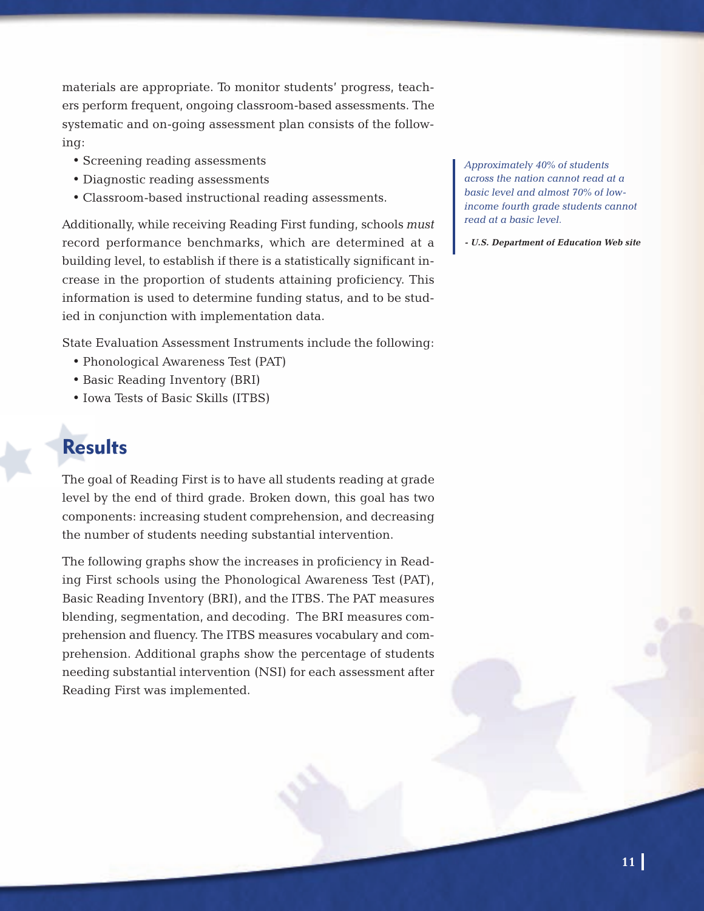materials are appropriate. To monitor students' progress, teachers perform frequent, ongoing classroom-based assessments. The systematic and on-going assessment plan consists of the following:

- Screening reading assessments
- Diagnostic reading assessments
- Classroom-based instructional reading assessments.

Additionally, while receiving Reading First funding, schools *must* record performance benchmarks, which are determined at a building level, to establish if there is a statistically significant increase in the proportion of students attaining proficiency. This information is used to determine funding status, and to be studied in conjunction with implementation data.

State Evaluation Assessment Instruments include the following:

- Phonological Awareness Test (PAT)
- Basic Reading Inventory (BRI)
- Iowa Tests of Basic Skills (ITBS)

> *Approximately 40% of students across the nation cannot read at a basic level and almost 70% of low-income fourth grade students cannot read at a basic level.*
>
> ***- U.S. Department of Education Web site***

## Results

The goal of Reading First is to have all students reading at grade level by the end of third grade. Broken down, this goal has two components: increasing student comprehension, and decreasing the number of students needing substantial intervention.

The following graphs show the increases in proficiency in Reading First schools using the Phonological Awareness Test (PAT), Basic Reading Inventory (BRI), and the ITBS. The PAT measures blending, segmentation, and decoding. The BRI measures comprehension and fluency. The ITBS measures vocabulary and comprehension. Additional graphs show the percentage of students needing substantial intervention (NSI) for each assessment after Reading First was implemented.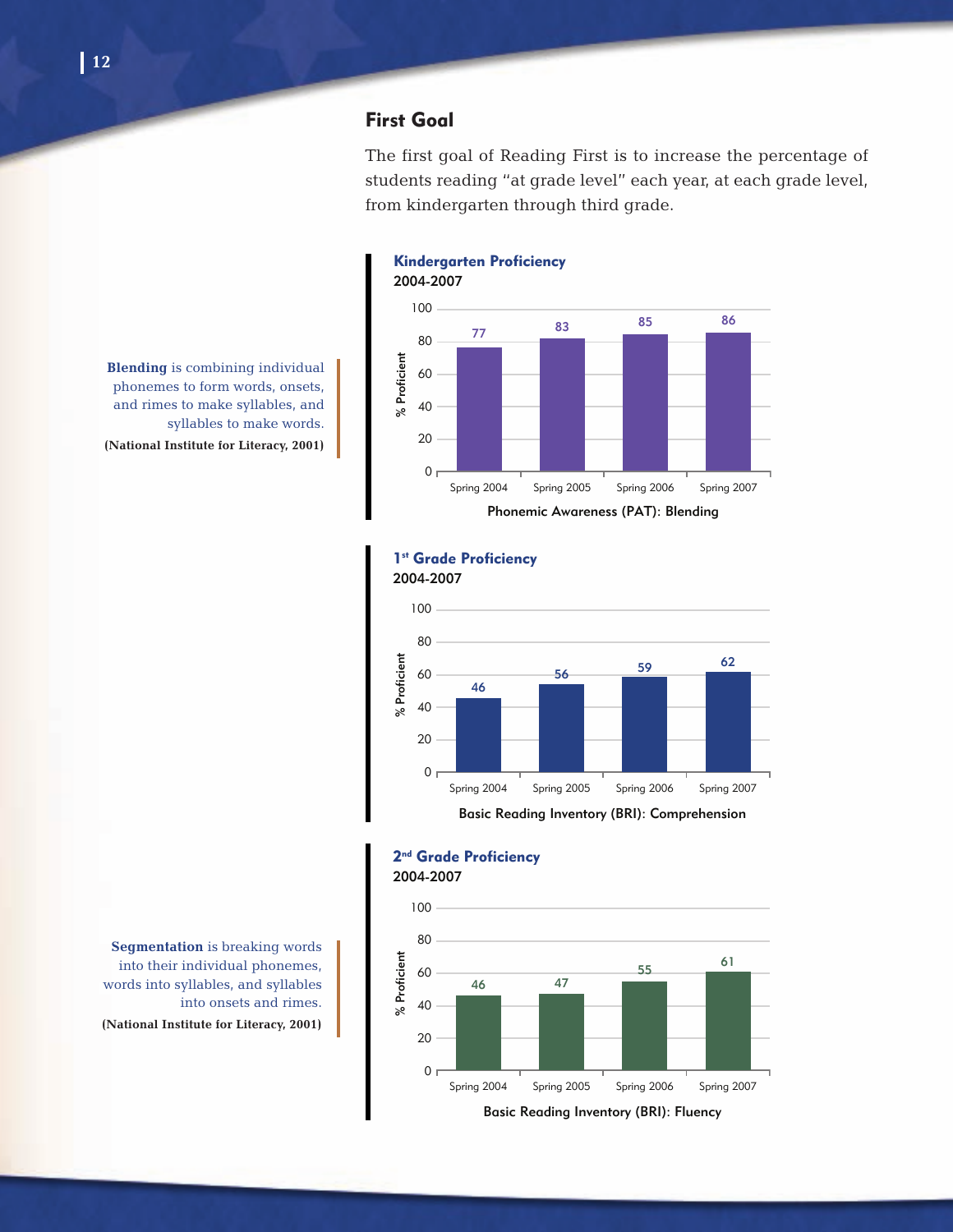## First Goal

The first goal of Reading First is to increase the percentage of students reading "at grade level" each year, at each grade level, from kindergarten through third grade.

**Blending** is combining individual phonemes to form words, onsets, and rimes to make syllables, and syllables to make words.

**(National Institute for Literacy, 2001)**

### Kindergarten Proficiency
2004-2007

Phonemic Awareness (PAT): Blending

| | % Proficient |
|---|---|
| Spring 2004 | 77 |
| Spring 2005 | 83 |
| Spring 2006 | 85 |
| Spring 2007 | 86 |

### 1st Grade Proficiency
2004-2007

Basic Reading Inventory (BRI): Comprehension

| | % Proficient |
|---|---|
| Spring 2004 | 46 |
| Spring 2005 | 56 |
| Spring 2006 | 59 |
| Spring 2007 | 62 |

**Segmentation** is breaking words into their individual phonemes, words into syllables, and syllables into onsets and rimes.

**(National Institute for Literacy, 2001)**

### 2nd Grade Proficiency
2004-2007

Basic Reading Inventory (BRI): Fluency

| | % Proficient |
|---|---|
| Spring 2004 | 46 |
| Spring 2005 | 47 |
| Spring 2006 | 55 |
| Spring 2007 | 61 |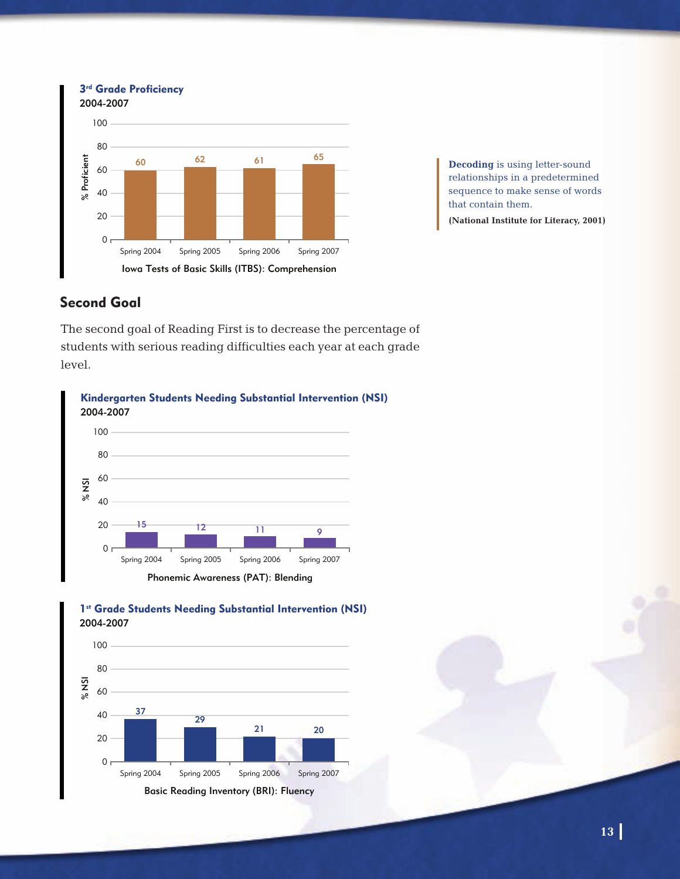**3rd Grade Proficiency**
2004-2007

| Iowa Tests of Basic Skills (ITBS): Comprehension | % Proficient |
|---|---|
| Spring 2004 | 60 |
| Spring 2005 | 62 |
| Spring 2006 | 61 |
| Spring 2007 | 65 |

**Decoding** is using letter-sound relationships in a predetermined sequence to make sense of words that contain them.

**(National Institute for Literacy, 2001)**

## Second Goal

The second goal of Reading First is to decrease the percentage of students with serious reading difficulties each year at each grade level.

**Kindergarten Students Needing Substantial Intervention (NSI)**
2004-2007

| Phonemic Awareness (PAT): Blending | % NSI |
|---|---|
| Spring 2004 | 15 |
| Spring 2005 | 12 |
| Spring 2006 | 11 |
| Spring 2007 | 9 |

**1st Grade Students Needing Substantial Intervention (NSI)**
2004-2007

| Basic Reading Inventory (BRI): Fluency | % NSI |
|---|---|
| Spring 2004 | 37 |
| Spring 2005 | 29 |
| Spring 2006 | 21 |
| Spring 2007 | 20 |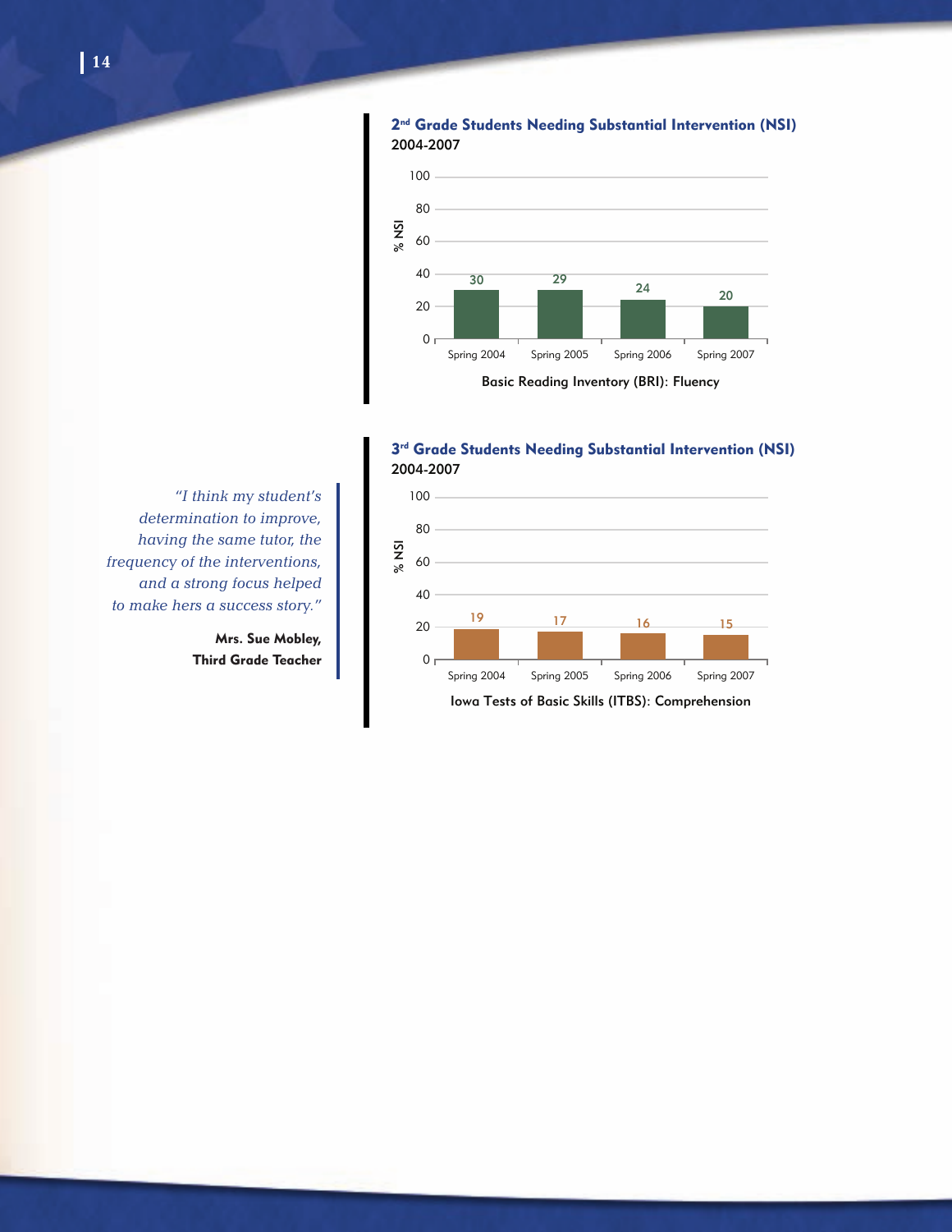### 2nd Grade Students Needing Substantial Intervention (NSI)
2004-2007

| Basic Reading Inventory (BRI): Fluency | % NSI |
|---|---|
| Spring 2004 | 30 |
| Spring 2005 | 29 |
| Spring 2006 | 24 |
| Spring 2007 | 20 |

### 3rd Grade Students Needing Substantial Intervention (NSI)
2004-2007

| Iowa Tests of Basic Skills (ITBS): Comprehension | % NSI |
|---|---|
| Spring 2004 | 19 |
| Spring 2005 | 17 |
| Spring 2006 | 16 |
| Spring 2007 | 15 |

*"I think my student's determination to improve, having the same tutor, the frequency of the interventions, and a strong focus helped to make hers a success story."*

**Mrs. Sue Mobley,**
**Third Grade Teacher**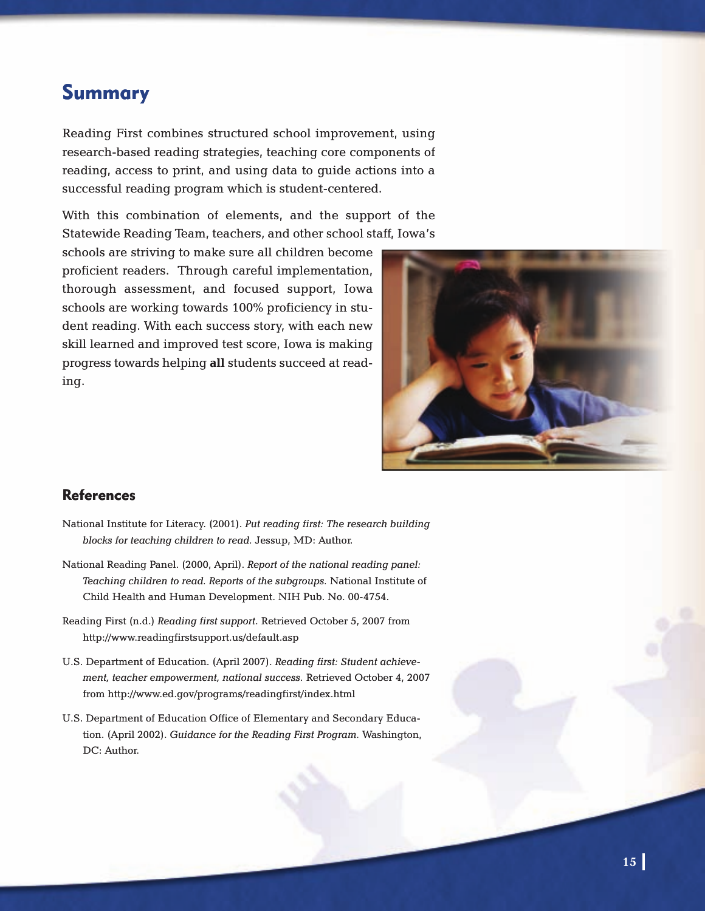## Summary

Reading First combines structured school improvement, using research-based reading strategies, teaching core components of reading, access to print, and using data to guide actions into a successful reading program which is student-centered.

With this combination of elements, and the support of the Statewide Reading Team, teachers, and other school staff, Iowa's schools are striving to make sure all children become proficient readers. Through careful implementation, thorough assessment, and focused support, Iowa schools are working towards 100% proficiency in student reading. With each success story, with each new skill learned and improved test score, Iowa is making progress towards helping **all** students succeed at reading.

### References

National Institute for Literacy. (2001). *Put reading first: The research building blocks for teaching children to read.* Jessup, MD: Author.

National Reading Panel. (2000, April). *Report of the national reading panel: Teaching children to read. Reports of the subgroups.* National Institute of Child Health and Human Development. NIH Pub. No. 00-4754.

Reading First (n.d.) *Reading first support.* Retrieved October 5, 2007 from http://www.readingfirstsupport.us/default.asp

U.S. Department of Education. (April 2007). *Reading first: Student achievement, teacher empowerment, national success.* Retrieved October 4, 2007 from http://www.ed.gov/programs/readingfirst/index.html

U.S. Department of Education Office of Elementary and Secondary Education. (April 2002). *Guidance for the Reading First Program.* Washington, DC: Author.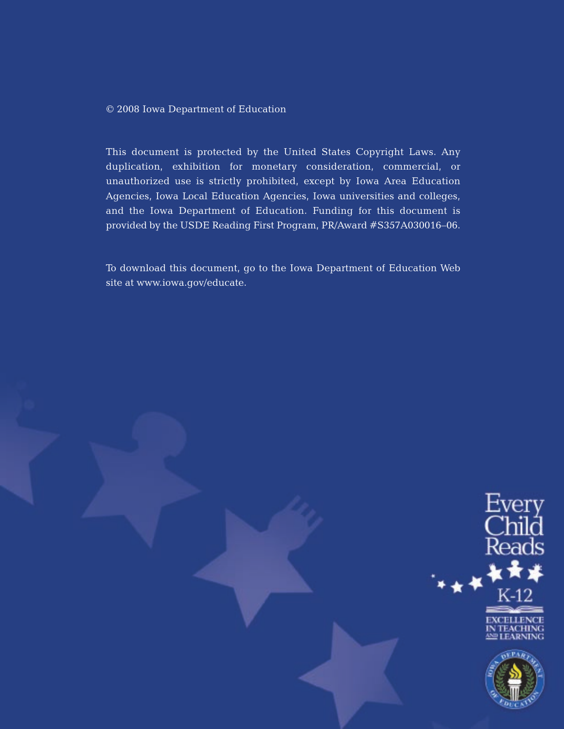© 2008 Iowa Department of Education

This document is protected by the United States Copyright Laws. Any duplication, exhibition for monetary consideration, commercial, or unauthorized use is strictly prohibited, except by Iowa Area Education Agencies, Iowa Local Education Agencies, Iowa universities and colleges, and the Iowa Department of Education. Funding for this document is provided by the USDE Reading First Program, PR/Award #S357A030016–06.

To download this document, go to the Iowa Department of Education Web site at www.iowa.gov/educate.

Every Child Reads

K-12

EXCELLENCE IN TEACHING AND LEARNING

IOWA DEPARTMENT OF EDUCATION